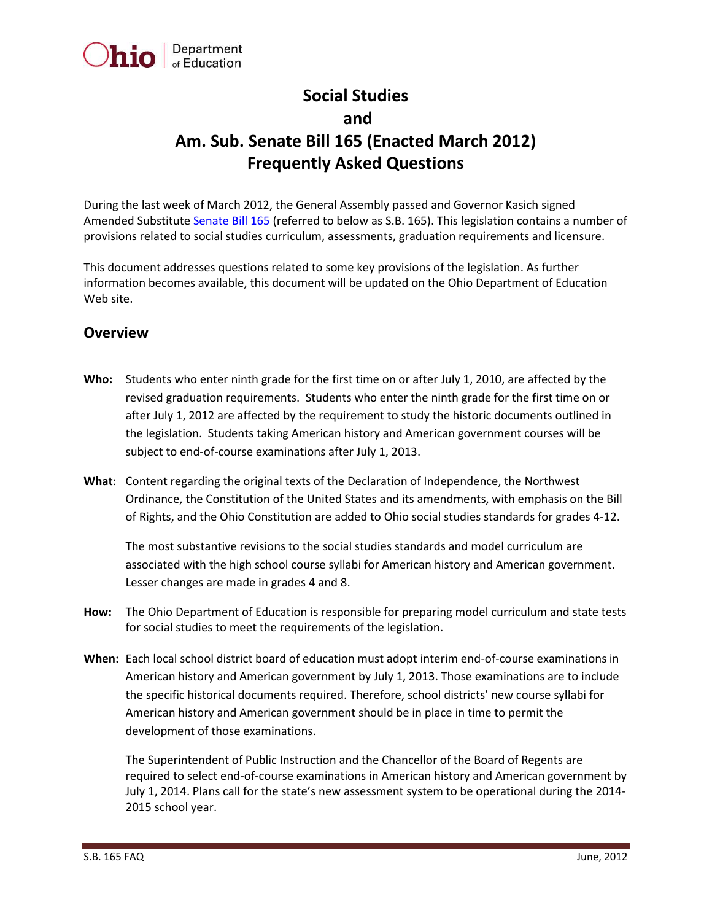# Social Studies and Am. Sub. Senate Bill 165 (Enacted March 2012) Frequently Asked Questions

During the last week of March 2012, the General Assembly passed and Governor Kasich signed Amended Substitute Senate Bill 165 (referred to below as S.B. 165). This legislation contains a number of provisions related to social studies curriculum, assessments, graduation requirements and licensure.

This document addresses questions related to some key provisions of the legislation. As further information becomes available, this document will be updated on the Ohio Department of Education Web site.

## Overview

**Who:** Students who enter ninth grade for the first time on or after July 1, 2010, are affected by the revised graduation requirements. Students who enter the ninth grade for the first time on or after July 1, 2012 are affected by the requirement to study the historic documents outlined in the legislation. Students taking American history and American government courses will be subject to end-of-course examinations after July 1, 2013.

**What**: Content regarding the original texts of the Declaration of Independence, the Northwest Ordinance, the Constitution of the United States and its amendments, with emphasis on the Bill of Rights, and the Ohio Constitution are added to Ohio social studies standards for grades 4-12.

The most substantive revisions to the social studies standards and model curriculum are associated with the high school course syllabi for American history and American government. Lesser changes are made in grades 4 and 8.

**How:** The Ohio Department of Education is responsible for preparing model curriculum and state tests for social studies to meet the requirements of the legislation.

**When:** Each local school district board of education must adopt interim end-of-course examinations in American history and American government by July 1, 2013. Those examinations are to include the specific historical documents required. Therefore, school districts' new course syllabi for American history and American government should be in place in time to permit the development of those examinations.

The Superintendent of Public Instruction and the Chancellor of the Board of Regents are required to select end-of-course examinations in American history and American government by July 1, 2014. Plans call for the state's new assessment system to be operational during the 2014-2015 school year.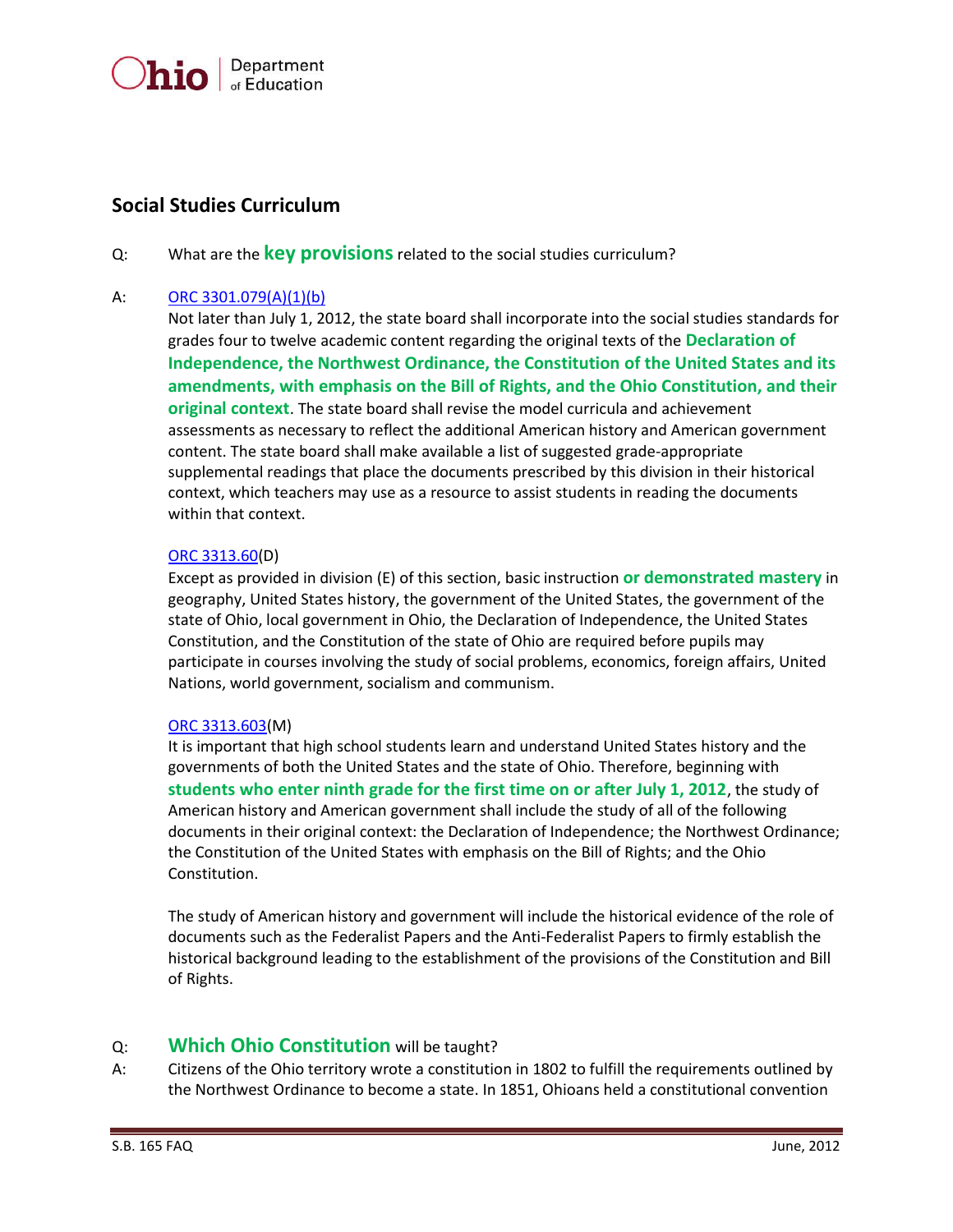## Social Studies Curriculum

Q: What are the **key provisions** related to the social studies curriculum?

A: [ORC 3301.079(A)(1)(b)](ORC 3301.079(A)(1)(b))

Not later than July 1, 2012, the state board shall incorporate into the social studies standards for grades four to twelve academic content regarding the original texts of the **Declaration of Independence, the Northwest Ordinance, the Constitution of the United States and its amendments, with emphasis on the Bill of Rights, and the Ohio Constitution, and their original context**. The state board shall revise the model curricula and achievement assessments as necessary to reflect the additional American history and American government content. The state board shall make available a list of suggested grade-appropriate supplemental readings that place the documents prescribed by this division in their historical context, which teachers may use as a resource to assist students in reading the documents within that context.

ORC 3313.60(D)

Except as provided in division (E) of this section, basic instruction **or demonstrated mastery** in geography, United States history, the government of the United States, the government of the state of Ohio, local government in Ohio, the Declaration of Independence, the United States Constitution, and the Constitution of the state of Ohio are required before pupils may participate in courses involving the study of social problems, economics, foreign affairs, United Nations, world government, socialism and communism.

ORC 3313.603(M)

It is important that high school students learn and understand United States history and the governments of both the United States and the state of Ohio. Therefore, beginning with **students who enter ninth grade for the first time on or after July 1, 2012**, the study of American history and American government shall include the study of all of the following documents in their original context: the Declaration of Independence; the Northwest Ordinance; the Constitution of the United States with emphasis on the Bill of Rights; and the Ohio Constitution.

The study of American history and government will include the historical evidence of the role of documents such as the Federalist Papers and the Anti-Federalist Papers to firmly establish the historical background leading to the establishment of the provisions of the Constitution and Bill of Rights.

Q: **Which Ohio Constitution** will be taught?

A: Citizens of the Ohio territory wrote a constitution in 1802 to fulfill the requirements outlined by the Northwest Ordinance to become a state. In 1851, Ohioans held a constitutional convention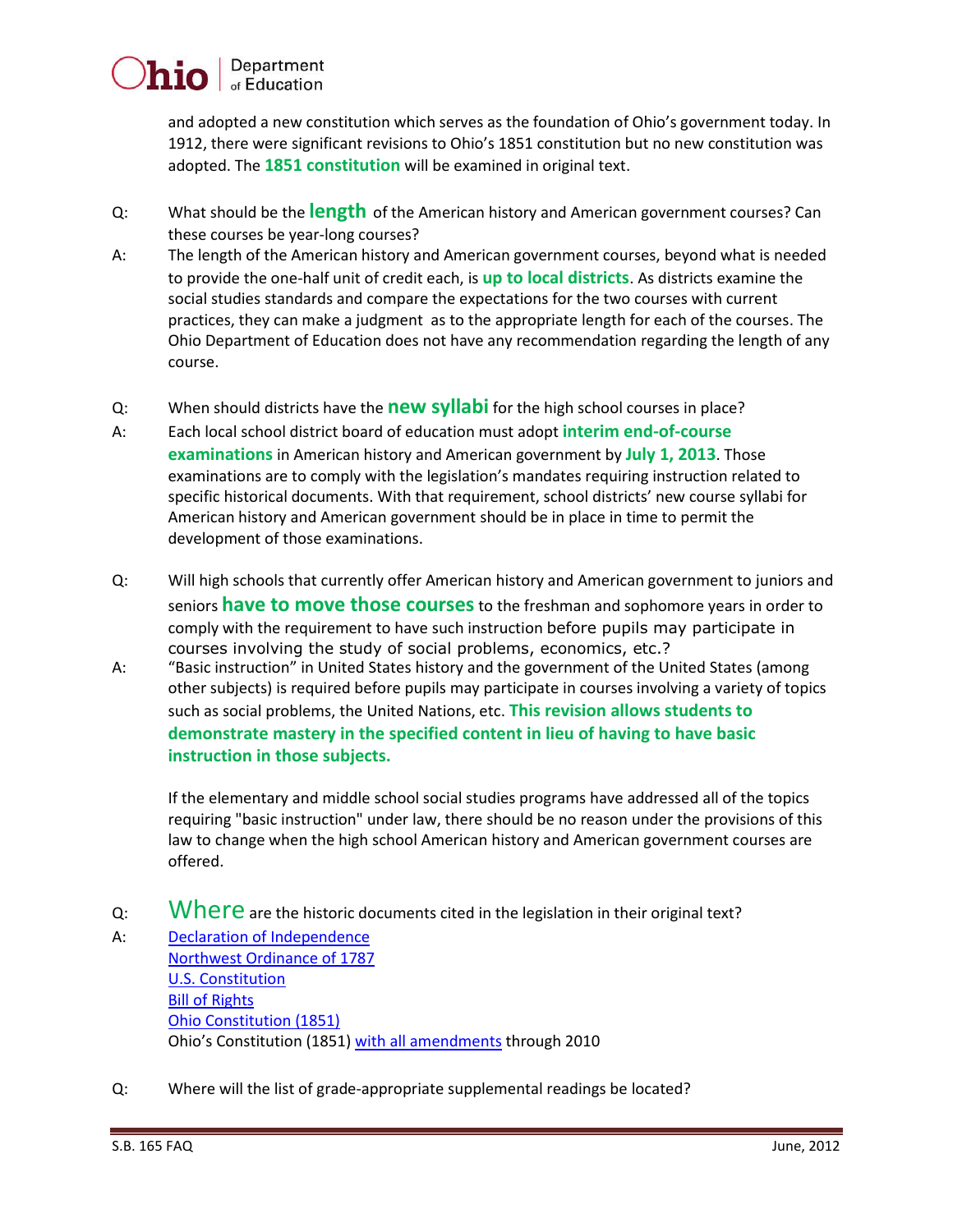and adopted a new constitution which serves as the foundation of Ohio's government today. In 1912, there were significant revisions to Ohio's 1851 constitution but no new constitution was adopted. The **1851 constitution** will be examined in original text.

Q: What should be the **length** of the American history and American government courses? Can these courses be year-long courses?

A: The length of the American history and American government courses, beyond what is needed to provide the one-half unit of credit each, is **up to local districts**. As districts examine the social studies standards and compare the expectations for the two courses with current practices, they can make a judgment as to the appropriate length for each of the courses. The Ohio Department of Education does not have any recommendation regarding the length of any course.

Q: When should districts have the **new syllabi** for the high school courses in place?

A: Each local school district board of education must adopt **interim end-of-course examinations** in American history and American government by **July 1, 2013**. Those examinations are to comply with the legislation's mandates requiring instruction related to specific historical documents. With that requirement, school districts' new course syllabi for American history and American government should be in place in time to permit the development of those examinations.

Q: Will high schools that currently offer American history and American government to juniors and seniors **have to move those courses** to the freshman and sophomore years in order to comply with the requirement to have such instruction before pupils may participate in courses involving the study of social problems, economics, etc.?

A: "Basic instruction" in United States history and the government of the United States (among other subjects) is required before pupils may participate in courses involving a variety of topics such as social problems, the United Nations, etc. **This revision allows students to demonstrate mastery in the specified content in lieu of having to have basic instruction in those subjects.**

If the elementary and middle school social studies programs have addressed all of the topics requiring "basic instruction" under law, there should be no reason under the provisions of this law to change when the high school American history and American government courses are offered.

Q: **Where** are the historic documents cited in the legislation in their original text?

A: Declaration of Independence
Northwest Ordinance of 1787
U.S. Constitution
Bill of Rights
Ohio Constitution (1851)
Ohio's Constitution (1851) with all amendments through 2010

Q: Where will the list of grade-appropriate supplemental readings be located?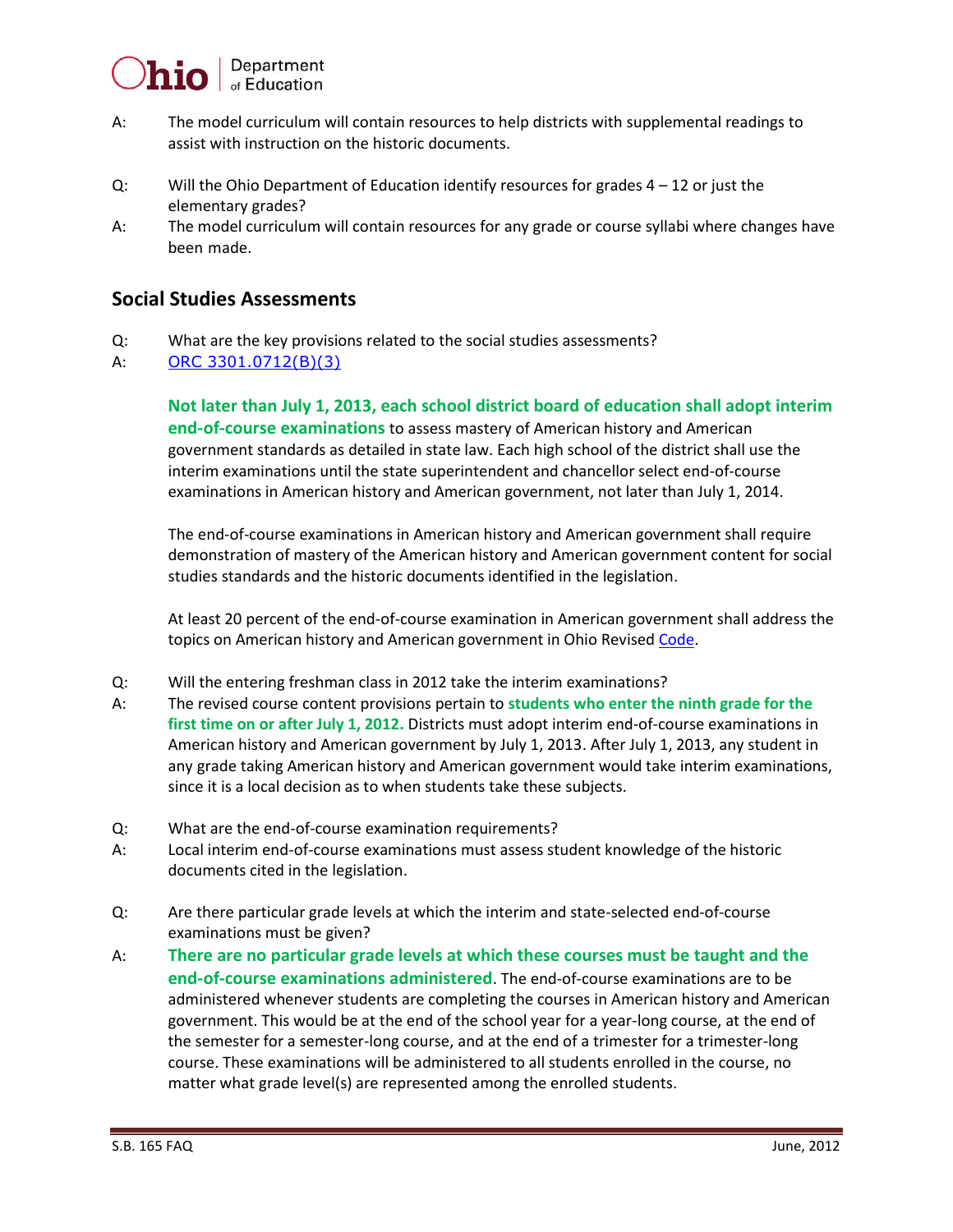A: The model curriculum will contain resources to help districts with supplemental readings to assist with instruction on the historic documents.

Q: Will the Ohio Department of Education identify resources for grades 4 – 12 or just the elementary grades?

A: The model curriculum will contain resources for any grade or course syllabi where changes have been made.

## Social Studies Assessments

Q: What are the key provisions related to the social studies assessments?

A: [ORC 3301.0712(B)(3)]

> **Not later than July 1, 2013, each school district board of education shall adopt interim end-of-course examinations** to assess mastery of American history and American government standards as detailed in state law. Each high school of the district shall use the interim examinations until the state superintendent and chancellor select end-of-course examinations in American history and American government, not later than July 1, 2014.
>
> The end-of-course examinations in American history and American government shall require demonstration of mastery of the American history and American government content for social studies standards and the historic documents identified in the legislation.
>
> At least 20 percent of the end-of-course examination in American government shall address the topics on American history and American government in Ohio Revised [Code].

Q: Will the entering freshman class in 2012 take the interim examinations?

A: The revised course content provisions pertain to **students who enter the ninth grade for the first time on or after July 1, 2012.** Districts must adopt interim end-of-course examinations in American history and American government by July 1, 2013. After July 1, 2013, any student in any grade taking American history and American government would take interim examinations, since it is a local decision as to when students take these subjects.

Q: What are the end-of-course examination requirements?

A: Local interim end-of-course examinations must assess student knowledge of the historic documents cited in the legislation.

Q: Are there particular grade levels at which the interim and state-selected end-of-course examinations must be given?

A: **There are no particular grade levels at which these courses must be taught and the end-of-course examinations administered**. The end-of-course examinations are to be administered whenever students are completing the courses in American history and American government. This would be at the end of the school year for a year-long course, at the end of the semester for a semester-long course, and at the end of a trimester for a trimester-long course. These examinations will be administered to all students enrolled in the course, no matter what grade level(s) are represented among the enrolled students.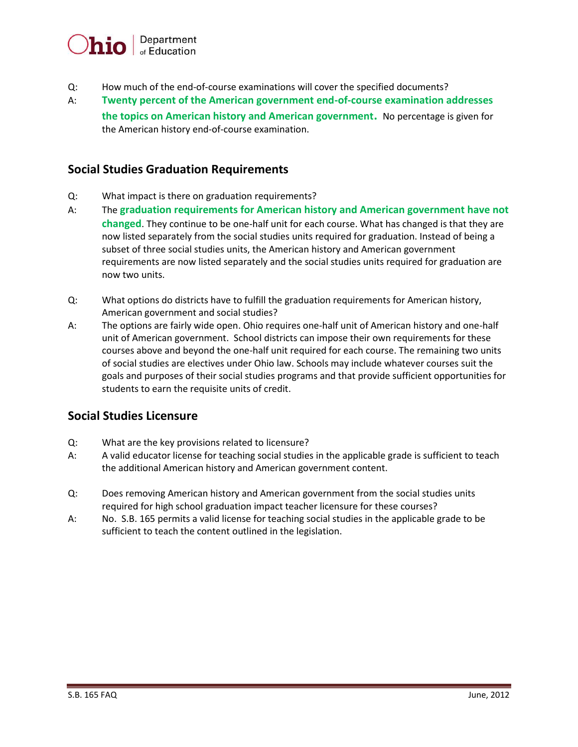Q: How much of the end-of-course examinations will cover the specified documents?

A: **Twenty percent of the American government end-of-course examination addresses the topics on American history and American government.** No percentage is given for the American history end-of-course examination.

## Social Studies Graduation Requirements

Q: What impact is there on graduation requirements?

A: The **graduation requirements for American history and American government have not changed**. They continue to be one-half unit for each course. What has changed is that they are now listed separately from the social studies units required for graduation. Instead of being a subset of three social studies units, the American history and American government requirements are now listed separately and the social studies units required for graduation are now two units.

Q: What options do districts have to fulfill the graduation requirements for American history, American government and social studies?

A: The options are fairly wide open. Ohio requires one-half unit of American history and one-half unit of American government. School districts can impose their own requirements for these courses above and beyond the one-half unit required for each course. The remaining two units of social studies are electives under Ohio law. Schools may include whatever courses suit the goals and purposes of their social studies programs and that provide sufficient opportunities for students to earn the requisite units of credit.

## Social Studies Licensure

Q: What are the key provisions related to licensure?

A: A valid educator license for teaching social studies in the applicable grade is sufficient to teach the additional American history and American government content.

Q: Does removing American history and American government from the social studies units required for high school graduation impact teacher licensure for these courses?

A: No. S.B. 165 permits a valid license for teaching social studies in the applicable grade to be sufficient to teach the content outlined in the legislation.